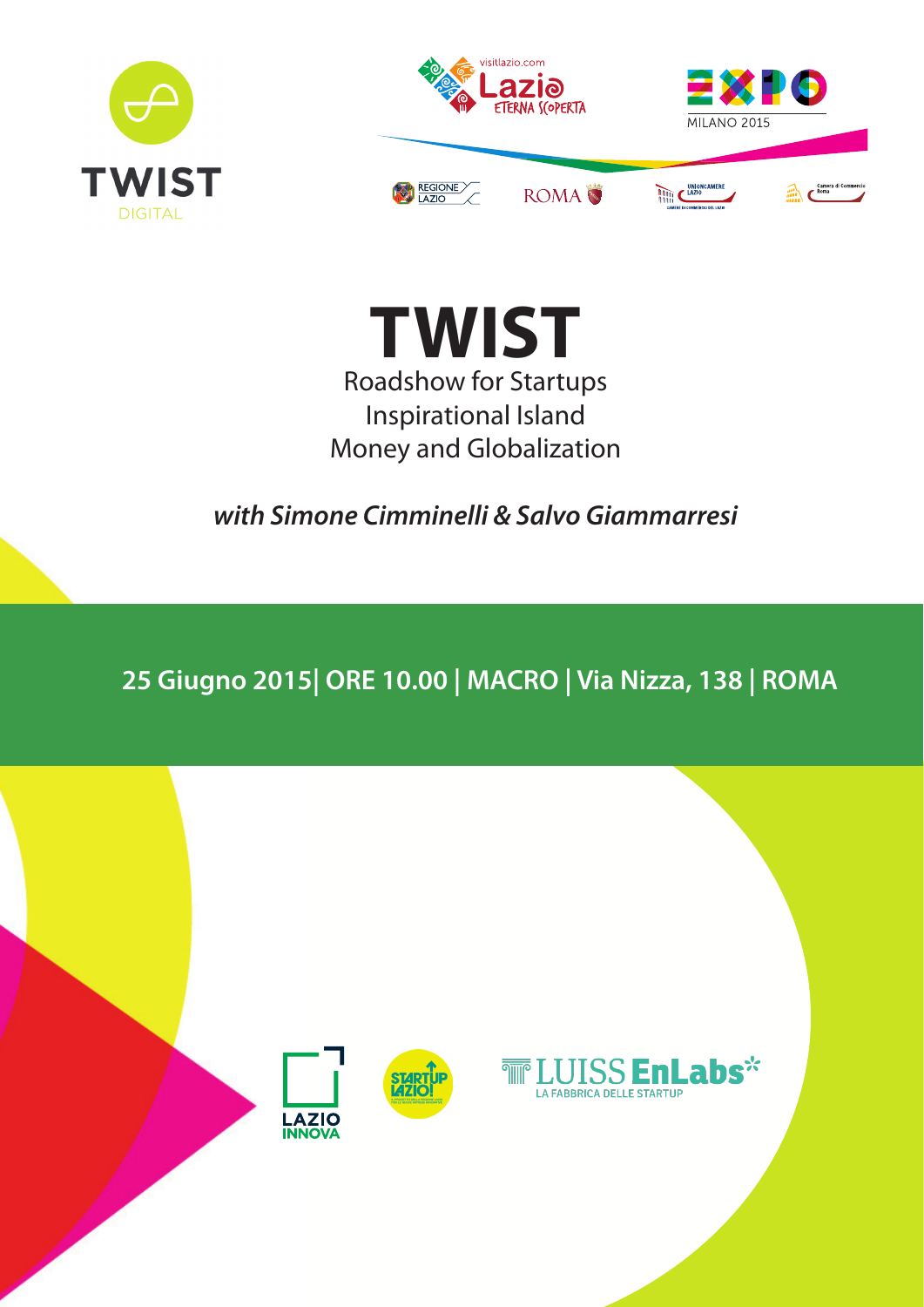TWIST
DIGITAL

visitlazio.com
Lazio
ETERNA SCOPERTA

EXPO
MILANO 2015

REGIONE LAZIO ROMA UNIONCAMERE LAZIO Camera di Commercio Roma

# TWIST

Roadshow for Startups
Inspirational Island
Money and Globalization

***with Simone Cimminelli & Salvo Giammarresi***

**25 Giugno 2015| ORE 10.00 | MACRO | Via Nizza, 138 | ROMA**

LAZIO INNOVA

STARTUP LAZIO!

LUISS EnLabs
LA FABBRICA DELLE STARTUP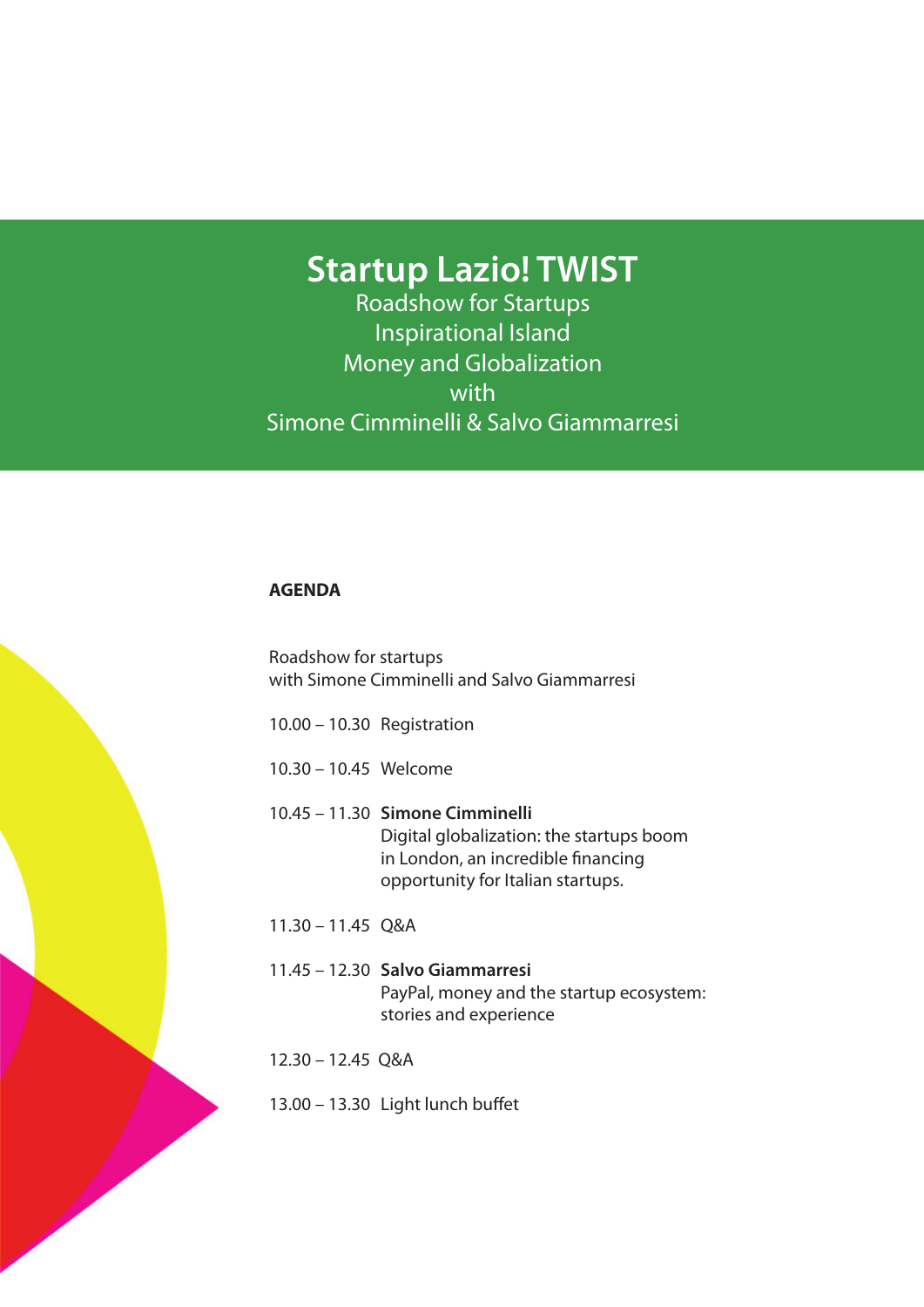# Startup Lazio! TWIST

Roadshow for Startups
Inspirational Island
Money and Globalization
with
Simone Cimminelli & Salvo Giammarresi

**AGENDA**

Roadshow for startups
with Simone Cimminelli and Salvo Giammarresi

10.00 – 10.30 Registration

10.30 – 10.45 Welcome

10.45 – 11.30 **Simone Cimminelli**
Digital globalization: the startups boom in London, an incredible financing opportunity for Italian startups.

11.30 – 11.45 Q&A

11.45 – 12.30 **Salvo Giammarresi**
PayPal, money and the startup ecosystem: stories and experience

12.30 – 12.45 Q&A

13.00 – 13.30 Light lunch buffet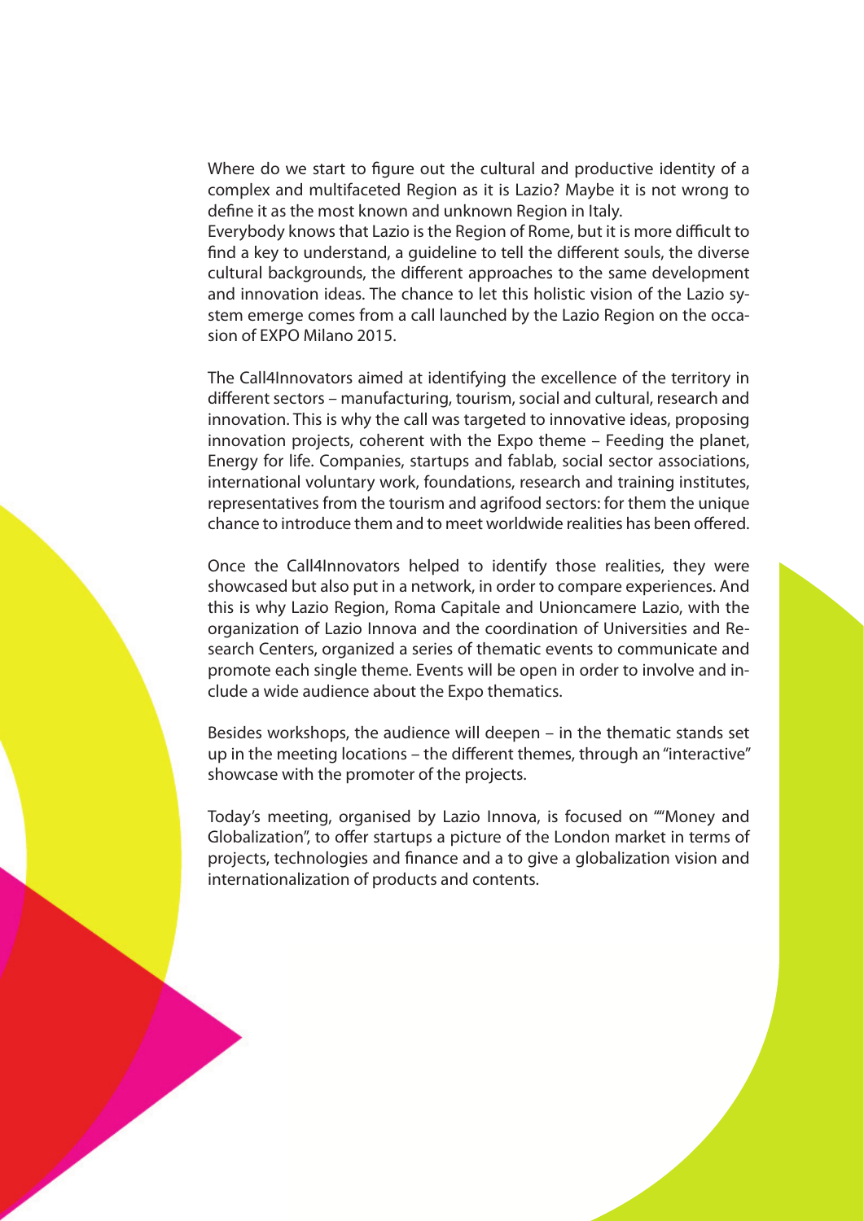Where do we start to figure out the cultural and productive identity of a complex and multifaceted Region as it is Lazio? Maybe it is not wrong to define it as the most known and unknown Region in Italy.
Everybody knows that Lazio is the Region of Rome, but it is more difficult to find a key to understand, a guideline to tell the different souls, the diverse cultural backgrounds, the different approaches to the same development and innovation ideas. The chance to let this holistic vision of the Lazio system emerge comes from a call launched by the Lazio Region on the occasion of EXPO Milano 2015.

The Call4Innovators aimed at identifying the excellence of the territory in different sectors – manufacturing, tourism, social and cultural, research and innovation. This is why the call was targeted to innovative ideas, proposing innovation projects, coherent with the Expo theme – Feeding the planet, Energy for life. Companies, startups and fablab, social sector associations, international voluntary work, foundations, research and training institutes, representatives from the tourism and agrifood sectors: for them the unique chance to introduce them and to meet worldwide realities has been offered.

Once the Call4Innovators helped to identify those realities, they were showcased but also put in a network, in order to compare experiences. And this is why Lazio Region, Roma Capitale and Unioncamere Lazio, with the organization of Lazio Innova and the coordination of Universities and Research Centers, organized a series of thematic events to communicate and promote each single theme. Events will be open in order to involve and include a wide audience about the Expo thematics.

Besides workshops, the audience will deepen – in the thematic stands set up in the meeting locations – the different themes, through an "interactive" showcase with the promoter of the projects.

Today's meeting, organised by Lazio Innova, is focused on ""Money and Globalization", to offer startups a picture of the London market in terms of projects, technologies and finance and a to give a globalization vision and internationalization of products and contents.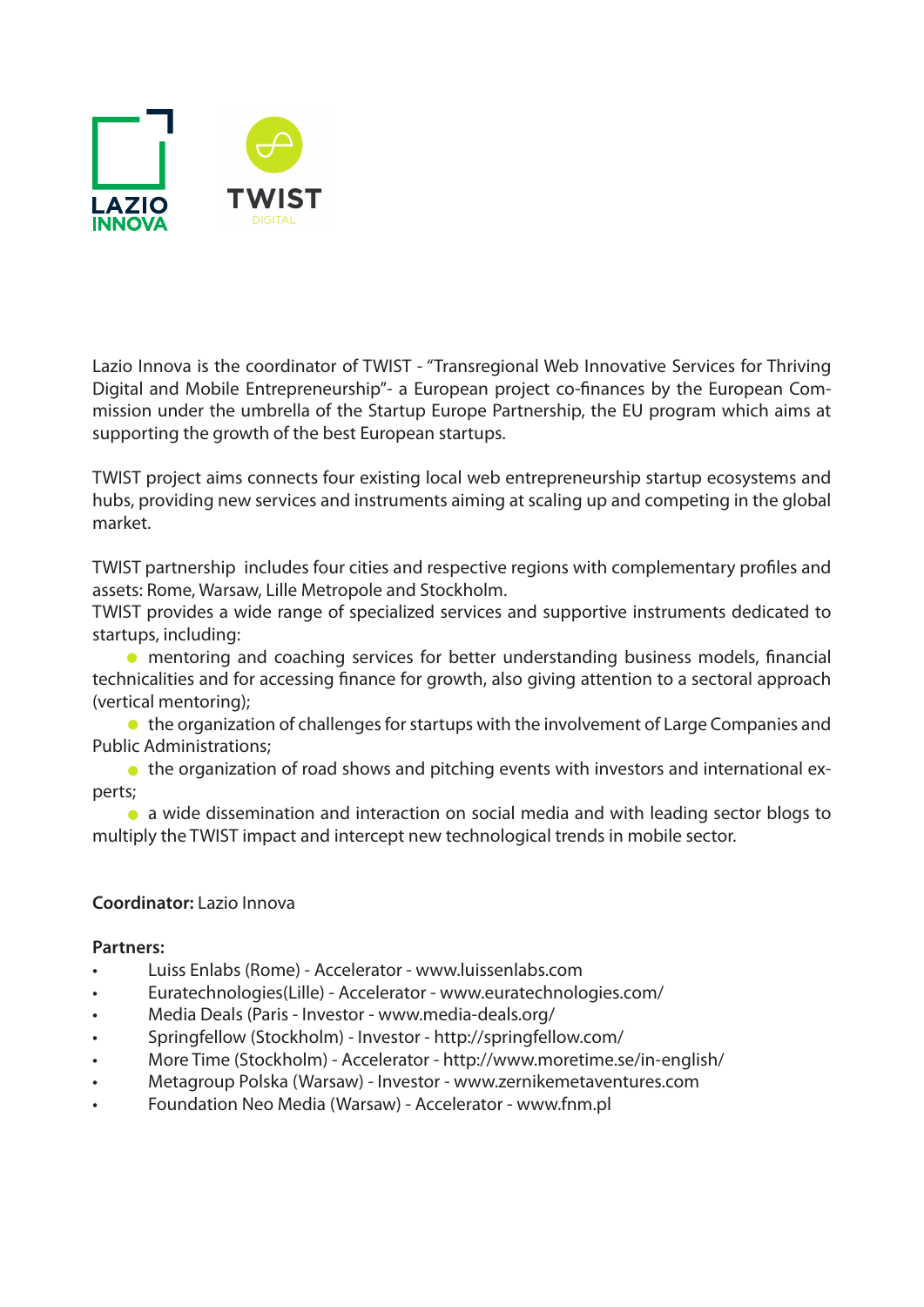LAZIO INNOVA

TWIST DIGITAL

Lazio Innova is the coordinator of TWIST - "Transregional Web Innovative Services for Thriving Digital and Mobile Entrepreneurship"- a European project co-finances by the European Commission under the umbrella of the Startup Europe Partnership, the EU program which aims at supporting the growth of the best European startups.

TWIST project aims connects four existing local web entrepreneurship startup ecosystems and hubs, providing new services and instruments aiming at scaling up and competing in the global market.

TWIST partnership includes four cities and respective regions with complementary profiles and assets: Rome, Warsaw, Lille Metropole and Stockholm.
TWIST provides a wide range of specialized services and supportive instruments dedicated to startups, including:

- mentoring and coaching services for better understanding business models, financial technicalities and for accessing finance for growth, also giving attention to a sectoral approach (vertical mentoring);
- the organization of challenges for startups with the involvement of Large Companies and Public Administrations;
- the organization of road shows and pitching events with investors and international experts;
- a wide dissemination and interaction on social media and with leading sector blogs to multiply the TWIST impact and intercept new technological trends in mobile sector.

**Coordinator:** Lazio Innova

**Partners:**

- Luiss Enlabs (Rome) - Accelerator - www.luissenlabs.com
- Euratechnologies(Lille) - Accelerator - www.euratechnologies.com/
- Media Deals (Paris - Investor - www.media-deals.org/
- Springfellow (Stockholm) - Investor - http://springfellow.com/
- More Time (Stockholm) - Accelerator - http://www.moretime.se/in-english/
- Metagroup Polska (Warsaw) - Investor - www.zernikemetaventures.com
- Foundation Neo Media (Warsaw) - Accelerator - www.fnm.pl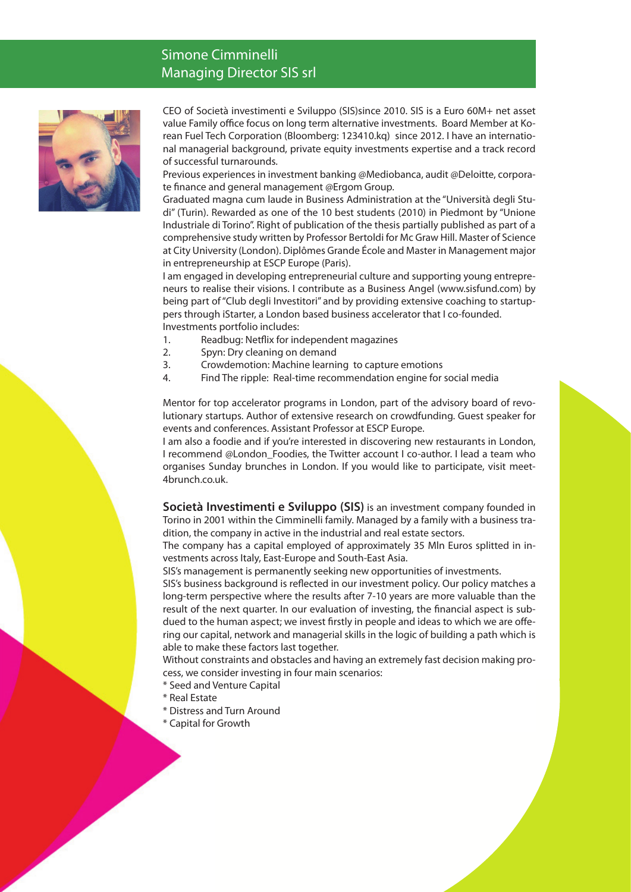## Simone Cimminelli
## Managing Director SIS srl

CEO of Società investimenti e Sviluppo (SIS)since 2010. SIS is a Euro 60M+ net asset value Family office focus on long term alternative investments. Board Member at Korean Fuel Tech Corporation (Bloomberg: 123410.kq) since 2012. I have an international managerial background, private equity investments expertise and a track record of successful turnarounds.

Previous experiences in investment banking @Mediobanca, audit @Deloitte, corporate finance and general management @Ergom Group.

Graduated magna cum laude in Business Administration at the "Università degli Studi" (Turin). Rewarded as one of the 10 best students (2010) in Piedmont by "Unione Industriale di Torino". Right of publication of the thesis partially published as part of a comprehensive study written by Professor Bertoldi for Mc Graw Hill. Master of Science at City University (London). Diplômes Grande École and Master in Management major in entrepreneurship at ESCP Europe (Paris).

I am engaged in developing entrepreneurial culture and supporting young entrepreneurs to realise their visions. I contribute as a Business Angel (www.sisfund.com) by being part of "Club degli Investitori" and by providing extensive coaching to startuppers through iStarter, a London based business accelerator that I co-founded.

Investments portfolio includes:

1. Readbug: Netflix for independent magazines
2. Spyn: Dry cleaning on demand
3. Crowdemotion: Machine learning to capture emotions
4. Find The ripple: Real-time recommendation engine for social media

Mentor for top accelerator programs in London, part of the advisory board of revolutionary startups. Author of extensive research on crowdfunding. Guest speaker for events and conferences. Assistant Professor at ESCP Europe.

I am also a foodie and if you're interested in discovering new restaurants in London, I recommend @London_Foodies, the Twitter account I co-author. I lead a team who organises Sunday brunches in London. If you would like to participate, visit meet4brunch.co.uk.

**Società Investimenti e Sviluppo (SIS)** is an investment company founded in Torino in 2001 within the Cimminelli family. Managed by a family with a business tradition, the company in active in the industrial and real estate sectors.

The company has a capital employed of approximately 35 Mln Euros splitted in investments across Italy, East-Europe and South-East Asia.

SIS's management is permanently seeking new opportunities of investments.

SIS's business background is reflected in our investment policy. Our policy matches a long-term perspective where the results after 7-10 years are more valuable than the result of the next quarter. In our evaluation of investing, the financial aspect is subdued to the human aspect; we invest firstly in people and ideas to which we are offering our capital, network and managerial skills in the logic of building a path which is able to make these factors last together.

Without constraints and obstacles and having an extremely fast decision making process, we consider investing in four main scenarios:

* Seed and Venture Capital
* Real Estate
* Distress and Turn Around
* Capital for Growth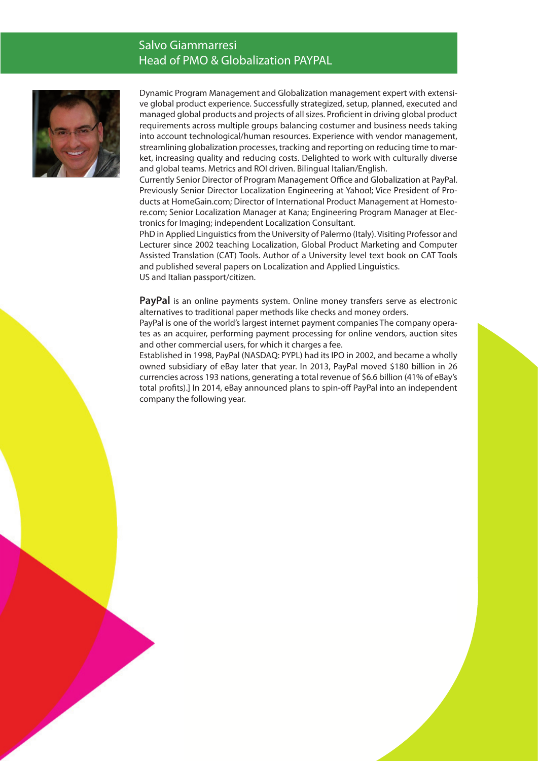## Salvo Giammarresi
## Head of PMO & Globalization PAYPAL

Dynamic Program Management and Globalization management expert with extensive global product experience. Successfully strategized, setup, planned, executed and managed global products and projects of all sizes. Proficient in driving global product requirements across multiple groups balancing costumer and business needs taking into account technological/human resources. Experience with vendor management, streamlining globalization processes, tracking and reporting on reducing time to market, increasing quality and reducing costs. Delighted to work with culturally diverse and global teams. Metrics and ROI driven. Bilingual Italian/English.

Currently Senior Director of Program Management Office and Globalization at PayPal. Previously Senior Director Localization Engineering at Yahoo!; Vice President of Products at HomeGain.com; Director of International Product Management at Homestore.com; Senior Localization Manager at Kana; Engineering Program Manager at Electronics for Imaging; independent Localization Consultant.

PhD in Applied Linguistics from the University of Palermo (Italy). Visiting Professor and Lecturer since 2002 teaching Localization, Global Product Marketing and Computer Assisted Translation (CAT) Tools. Author of a University level text book on CAT Tools and published several papers on Localization and Applied Linguistics.

US and Italian passport/citizen.

**PayPal** is an online payments system. Online money transfers serve as electronic alternatives to traditional paper methods like checks and money orders.

PayPal is one of the world's largest internet payment companies The company operates as an acquirer, performing payment processing for online vendors, auction sites and other commercial users, for which it charges a fee.

Established in 1998, PayPal (NASDAQ: PYPL) had its IPO in 2002, and became a wholly owned subsidiary of eBay later that year. In 2013, PayPal moved $180 billion in 26 currencies across 193 nations, generating a total revenue of $6.6 billion (41% of eBay's total profits).] In 2014, eBay announced plans to spin-off PayPal into an independent company the following year.